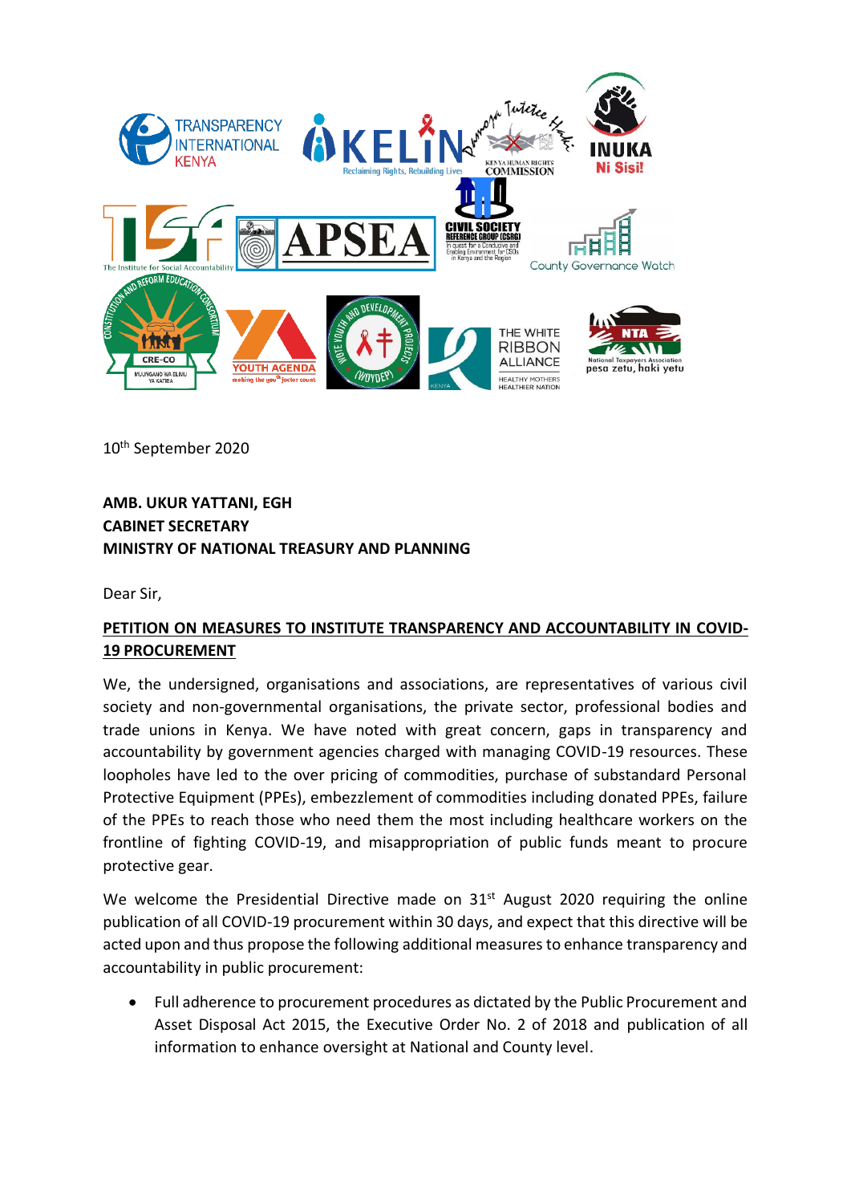10th September 2020

**AMB. UKUR YATTANI, EGH**
**CABINET SECRETARY**
**MINISTRY OF NATIONAL TREASURY AND PLANNING**

Dear Sir,

**PETITION ON MEASURES TO INSTITUTE TRANSPARENCY AND ACCOUNTABILITY IN COVID-19 PROCUREMENT**

We, the undersigned, organisations and associations, are representatives of various civil society and non-governmental organisations, the private sector, professional bodies and trade unions in Kenya. We have noted with great concern, gaps in transparency and accountability by government agencies charged with managing COVID-19 resources. These loopholes have led to the over pricing of commodities, purchase of substandard Personal Protective Equipment (PPEs), embezzlement of commodities including donated PPEs, failure of the PPEs to reach those who need them the most including healthcare workers on the frontline of fighting COVID-19, and misappropriation of public funds meant to procure protective gear.

We welcome the Presidential Directive made on 31st August 2020 requiring the online publication of all COVID-19 procurement within 30 days, and expect that this directive will be acted upon and thus propose the following additional measures to enhance transparency and accountability in public procurement:

- Full adherence to procurement procedures as dictated by the Public Procurement and Asset Disposal Act 2015, the Executive Order No. 2 of 2018 and publication of all information to enhance oversight at National and County level.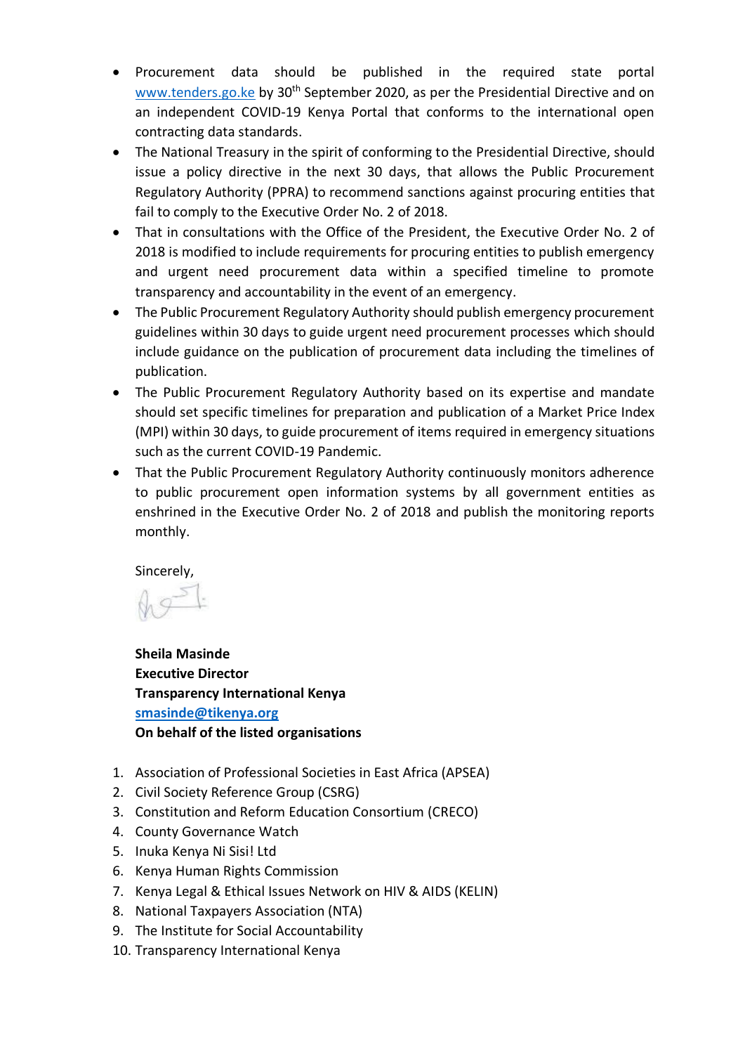- Procurement data should be published in the required state portal www.tenders.go.ke by 30th September 2020, as per the Presidential Directive and on an independent COVID-19 Kenya Portal that conforms to the international open contracting data standards.
- The National Treasury in the spirit of conforming to the Presidential Directive, should issue a policy directive in the next 30 days, that allows the Public Procurement Regulatory Authority (PPRA) to recommend sanctions against procuring entities that fail to comply to the Executive Order No. 2 of 2018.
- That in consultations with the Office of the President, the Executive Order No. 2 of 2018 is modified to include requirements for procuring entities to publish emergency and urgent need procurement data within a specified timeline to promote transparency and accountability in the event of an emergency.
- The Public Procurement Regulatory Authority should publish emergency procurement guidelines within 30 days to guide urgent need procurement processes which should include guidance on the publication of procurement data including the timelines of publication.
- The Public Procurement Regulatory Authority based on its expertise and mandate should set specific timelines for preparation and publication of a Market Price Index (MPI) within 30 days, to guide procurement of items required in emergency situations such as the current COVID-19 Pandemic.
- That the Public Procurement Regulatory Authority continuously monitors adherence to public procurement open information systems by all government entities as enshrined in the Executive Order No. 2 of 2018 and publish the monitoring reports monthly.

Sincerely,

**Sheila Masinde**
**Executive Director**
**Transparency International Kenya**
**smasinde@tikenya.org**
**On behalf of the listed organisations**

1. Association of Professional Societies in East Africa (APSEA)
2. Civil Society Reference Group (CSRG)
3. Constitution and Reform Education Consortium (CRECO)
4. County Governance Watch
5. Inuka Kenya Ni Sisi! Ltd
6. Kenya Human Rights Commission
7. Kenya Legal & Ethical Issues Network on HIV & AIDS (KELIN)
8. National Taxpayers Association (NTA)
9. The Institute for Social Accountability
10. Transparency International Kenya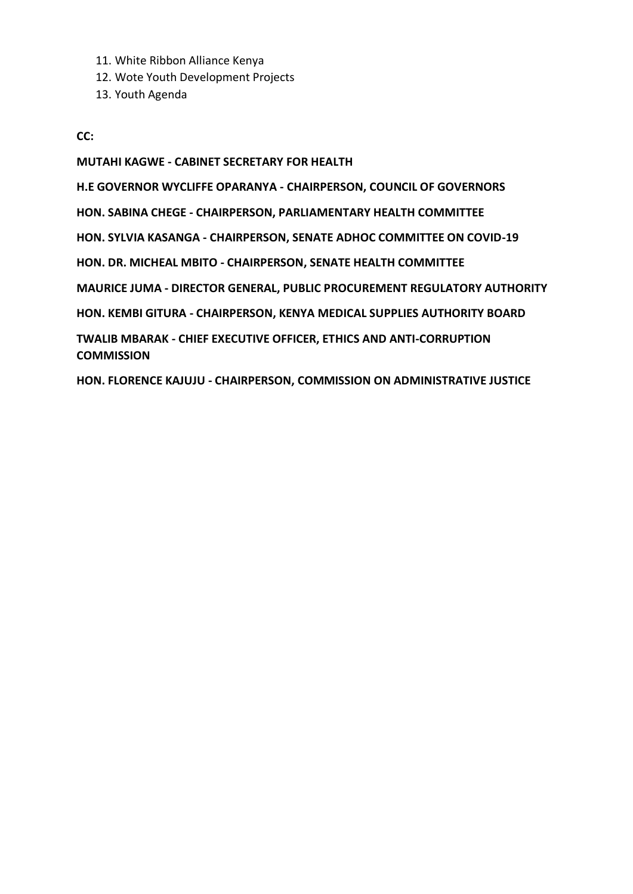11. White Ribbon Alliance Kenya
12. Wote Youth Development Projects
13. Youth Agenda

**CC:**

**MUTAHI KAGWE - CABINET SECRETARY FOR HEALTH**

**H.E GOVERNOR WYCLIFFE OPARANYA - CHAIRPERSON, COUNCIL OF GOVERNORS**

**HON. SABINA CHEGE - CHAIRPERSON, PARLIAMENTARY HEALTH COMMITTEE**

**HON. SYLVIA KASANGA - CHAIRPERSON, SENATE ADHOC COMMITTEE ON COVID-19**

**HON. DR. MICHEAL MBITO - CHAIRPERSON, SENATE HEALTH COMMITTEE**

**MAURICE JUMA - DIRECTOR GENERAL, PUBLIC PROCUREMENT REGULATORY AUTHORITY**

**HON. KEMBI GITURA - CHAIRPERSON, KENYA MEDICAL SUPPLIES AUTHORITY BOARD**

**TWALIB MBARAK - CHIEF EXECUTIVE OFFICER, ETHICS AND ANTI-CORRUPTION COMMISSION**

**HON. FLORENCE KAJUJU - CHAIRPERSON, COMMISSION ON ADMINISTRATIVE JUSTICE**